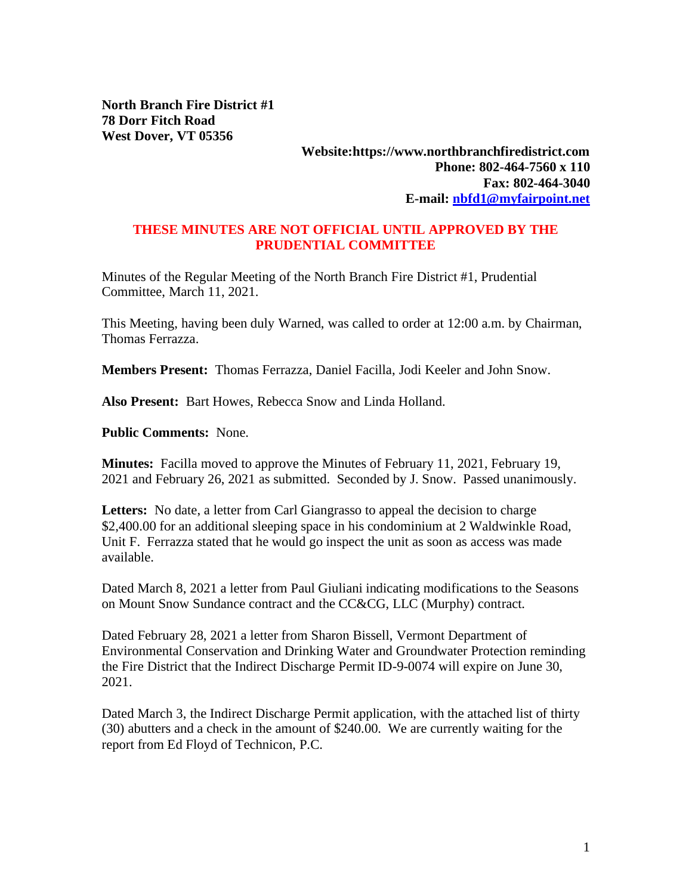**North Branch Fire District #1**
**78 Dorr Fitch Road**
**West Dover, VT 05356**

**Website:https://www.northbranchfiredistrict.com**
**Phone: 802-464-7560 x 110**
**Fax: 802-464-3040**
**E-mail: [nbfd1@myfairpoint.net](mailto:nbfd1@myfairpoint.net)**

**THESE MINUTES ARE NOT OFFICIAL UNTIL APPROVED BY THE PRUDENTIAL COMMITTEE**

Minutes of the Regular Meeting of the North Branch Fire District #1, Prudential Committee, March 11, 2021.

This Meeting, having been duly Warned, was called to order at 12:00 a.m. by Chairman, Thomas Ferrazza.

**Members Present:** Thomas Ferrazza, Daniel Facilla, Jodi Keeler and John Snow.

**Also Present:** Bart Howes, Rebecca Snow and Linda Holland.

**Public Comments:** None.

**Minutes:** Facilla moved to approve the Minutes of February 11, 2021, February 19, 2021 and February 26, 2021 as submitted. Seconded by J. Snow. Passed unanimously.

**Letters:** No date, a letter from Carl Giangrasso to appeal the decision to charge $2,400.00 for an additional sleeping space in his condominium at 2 Waldwinkle Road, Unit F. Ferrazza stated that he would go inspect the unit as soon as access was made available.

Dated March 8, 2021 a letter from Paul Giuliani indicating modifications to the Seasons on Mount Snow Sundance contract and the CC&CG, LLC (Murphy) contract.

Dated February 28, 2021 a letter from Sharon Bissell, Vermont Department of Environmental Conservation and Drinking Water and Groundwater Protection reminding the Fire District that the Indirect Discharge Permit ID-9-0074 will expire on June 30, 2021.

Dated March 3, the Indirect Discharge Permit application, with the attached list of thirty (30) abutters and a check in the amount of $240.00. We are currently waiting for the report from Ed Floyd of Technicon, P.C.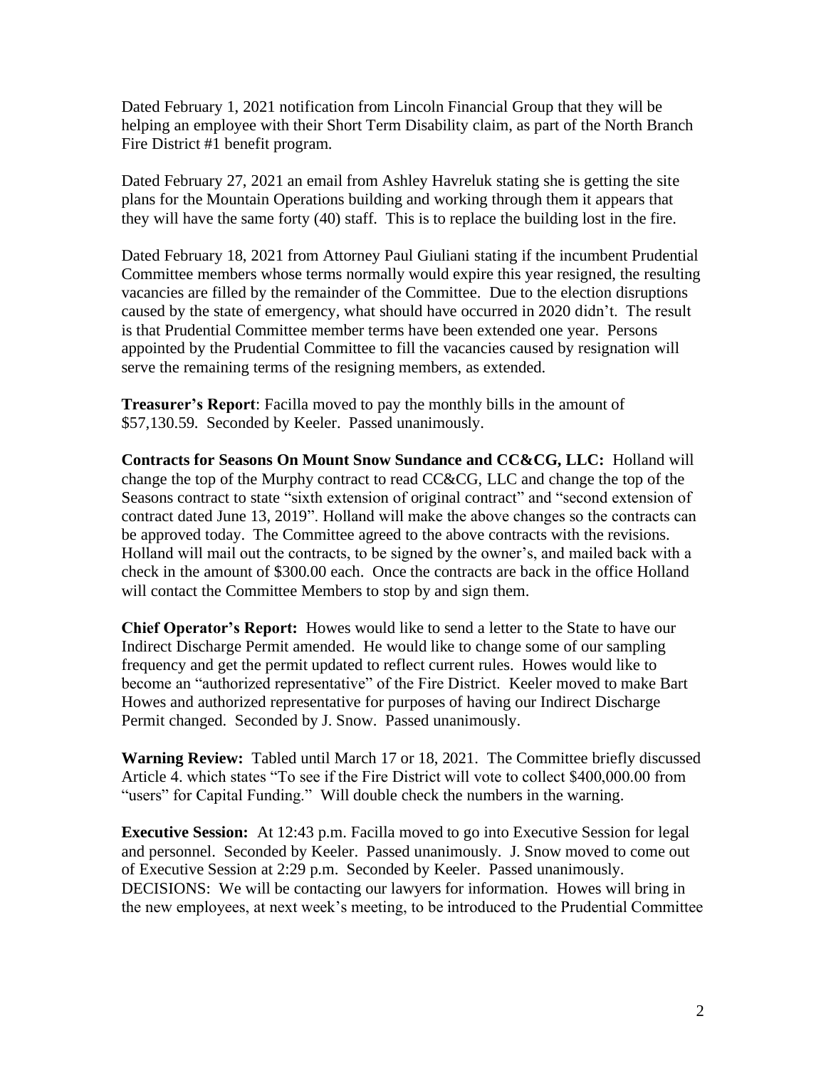Dated February 1, 2021 notification from Lincoln Financial Group that they will be helping an employee with their Short Term Disability claim, as part of the North Branch Fire District #1 benefit program.

Dated February 27, 2021 an email from Ashley Havreluk stating she is getting the site plans for the Mountain Operations building and working through them it appears that they will have the same forty (40) staff. This is to replace the building lost in the fire.

Dated February 18, 2021 from Attorney Paul Giuliani stating if the incumbent Prudential Committee members whose terms normally would expire this year resigned, the resulting vacancies are filled by the remainder of the Committee. Due to the election disruptions caused by the state of emergency, what should have occurred in 2020 didn't. The result is that Prudential Committee member terms have been extended one year. Persons appointed by the Prudential Committee to fill the vacancies caused by resignation will serve the remaining terms of the resigning members, as extended.

**Treasurer's Report**: Facilla moved to pay the monthly bills in the amount of $57,130.59. Seconded by Keeler. Passed unanimously.

**Contracts for Seasons On Mount Snow Sundance and CC&CG, LLC:** Holland will change the top of the Murphy contract to read CC&CG, LLC and change the top of the Seasons contract to state "sixth extension of original contract" and "second extension of contract dated June 13, 2019". Holland will make the above changes so the contracts can be approved today. The Committee agreed to the above contracts with the revisions. Holland will mail out the contracts, to be signed by the owner's, and mailed back with a check in the amount of $300.00 each. Once the contracts are back in the office Holland will contact the Committee Members to stop by and sign them.

**Chief Operator's Report:** Howes would like to send a letter to the State to have our Indirect Discharge Permit amended. He would like to change some of our sampling frequency and get the permit updated to reflect current rules. Howes would like to become an "authorized representative" of the Fire District. Keeler moved to make Bart Howes and authorized representative for purposes of having our Indirect Discharge Permit changed. Seconded by J. Snow. Passed unanimously.

**Warning Review:** Tabled until March 17 or 18, 2021. The Committee briefly discussed Article 4. which states "To see if the Fire District will vote to collect $400,000.00 from "users" for Capital Funding." Will double check the numbers in the warning.

**Executive Session:** At 12:43 p.m. Facilla moved to go into Executive Session for legal and personnel. Seconded by Keeler. Passed unanimously. J. Snow moved to come out of Executive Session at 2:29 p.m. Seconded by Keeler. Passed unanimously. DECISIONS: We will be contacting our lawyers for information. Howes will bring in the new employees, at next week's meeting, to be introduced to the Prudential Committee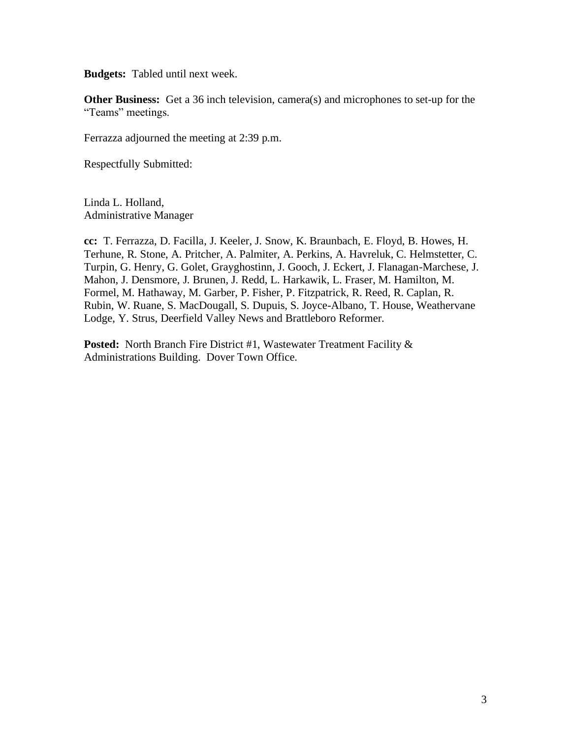**Budgets:** Tabled until next week.

**Other Business:** Get a 36 inch television, camera(s) and microphones to set-up for the "Teams" meetings.

Ferrazza adjourned the meeting at 2:39 p.m.

Respectfully Submitted:

Linda L. Holland,  
Administrative Manager

**cc:** T. Ferrazza, D. Facilla, J. Keeler, J. Snow, K. Braunbach, E. Floyd, B. Howes, H. Terhune, R. Stone, A. Pritcher, A. Palmiter, A. Perkins, A. Havreluk, C. Helmstetter, C. Turpin, G. Henry, G. Golet, Grayghostinn, J. Gooch, J. Eckert, J. Flanagan-Marchese, J. Mahon, J. Densmore, J. Brunen, J. Redd, L. Harkawik, L. Fraser, M. Hamilton, M. Formel, M. Hathaway, M. Garber, P. Fisher, P. Fitzpatrick, R. Reed, R. Caplan, R. Rubin, W. Ruane, S. MacDougall, S. Dupuis, S. Joyce-Albano, T. House, Weathervane Lodge, Y. Strus, Deerfield Valley News and Brattleboro Reformer.

**Posted:** North Branch Fire District #1, Wastewater Treatment Facility & Administrations Building. Dover Town Office.